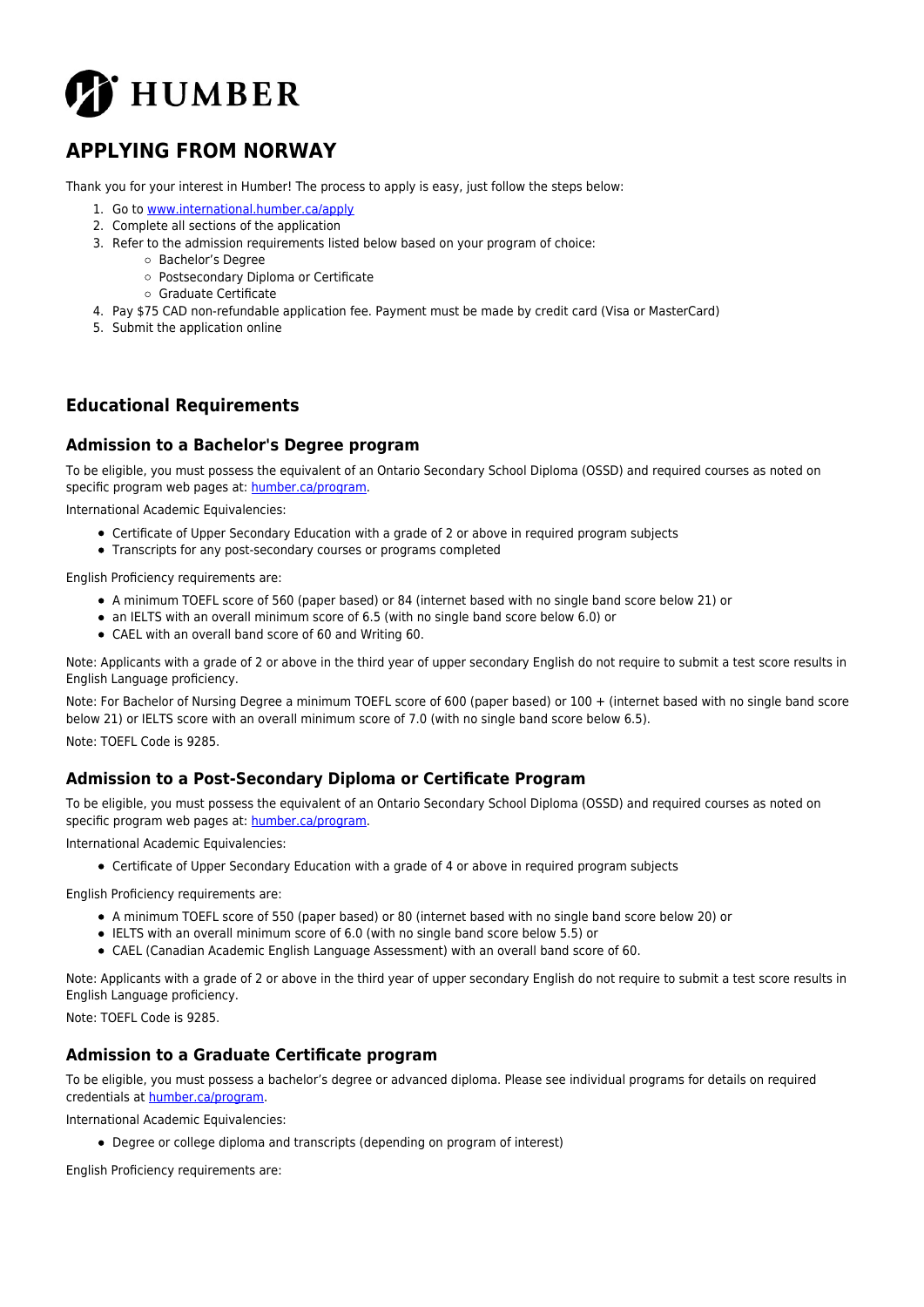# HUMBER

## APPLYING FROM NORWAY

Thank you for your interest in Humber! The process to apply is easy, just follow the steps below:

1. Go to [www.international.humber.ca/apply](www.international.humber.ca/apply)
2. Complete all sections of the application
3. Refer to the admission requirements listed below based on your program of choice:
   - Bachelor's Degree
   - Postsecondary Diploma or Certificate
   - Graduate Certificate
4. Pay $75 CAD non-refundable application fee. Payment must be made by credit card (Visa or MasterCard)
5. Submit the application online

## Educational Requirements

### Admission to a Bachelor's Degree program

To be eligible, you must possess the equivalent of an Ontario Secondary School Diploma (OSSD) and required courses as noted on specific program web pages at: [humber.ca/program](humber.ca/program).

International Academic Equivalencies:

- Certificate of Upper Secondary Education with a grade of 2 or above in required program subjects
- Transcripts for any post-secondary courses or programs completed

English Proficiency requirements are:

- A minimum TOEFL score of 560 (paper based) or 84 (internet based with no single band score below 21) or
- an IELTS with an overall minimum score of 6.5 (with no single band score below 6.0) or
- CAEL with an overall band score of 60 and Writing 60.

Note: Applicants with a grade of 2 or above in the third year of upper secondary English do not require to submit a test score results in English Language proficiency.

Note: For Bachelor of Nursing Degree a minimum TOEFL score of 600 (paper based) or 100 + (internet based with no single band score below 21) or IELTS score with an overall minimum score of 7.0 (with no single band score below 6.5).

Note: TOEFL Code is 9285.

### Admission to a Post-Secondary Diploma or Certificate Program

To be eligible, you must possess the equivalent of an Ontario Secondary School Diploma (OSSD) and required courses as noted on specific program web pages at: [humber.ca/program](humber.ca/program).

International Academic Equivalencies:

- Certificate of Upper Secondary Education with a grade of 4 or above in required program subjects

English Proficiency requirements are:

- A minimum TOEFL score of 550 (paper based) or 80 (internet based with no single band score below 20) or
- IELTS with an overall minimum score of 6.0 (with no single band score below 5.5) or
- CAEL (Canadian Academic English Language Assessment) with an overall band score of 60.

Note: Applicants with a grade of 2 or above in the third year of upper secondary English do not require to submit a test score results in English Language proficiency.

Note: TOEFL Code is 9285.

### Admission to a Graduate Certificate program

To be eligible, you must possess a bachelor's degree or advanced diploma. Please see individual programs for details on required credentials at [humber.ca/program](humber.ca/program).

International Academic Equivalencies:

- Degree or college diploma and transcripts (depending on program of interest)

English Proficiency requirements are: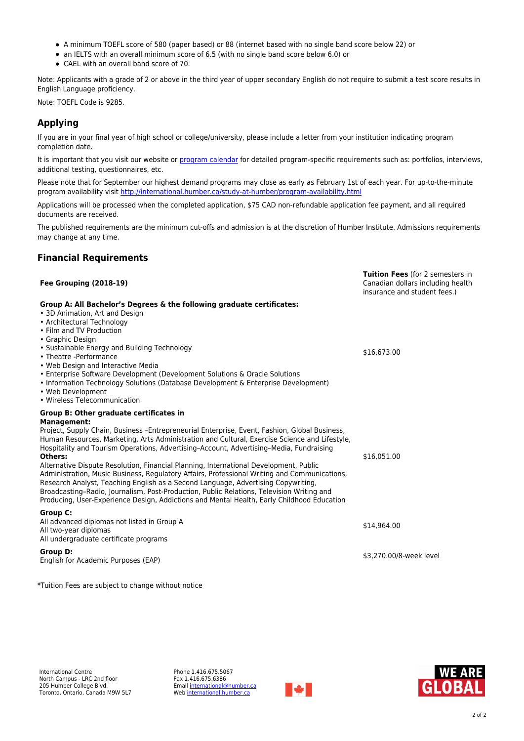- A minimum TOEFL score of 580 (paper based) or 88 (internet based with no single band score below 22) or
- an IELTS with an overall minimum score of 6.5 (with no single band score below 6.0) or
- CAEL with an overall band score of 70.

Note: Applicants with a grade of 2 or above in the third year of upper secondary English do not require to submit a test score results in English Language proficiency.

Note: TOEFL Code is 9285.

## Applying

If you are in your final year of high school or college/university, please include a letter from your institution indicating program completion date.

It is important that you visit our website or program calendar for detailed program-specific requirements such as: portfolios, interviews, additional testing, questionnaires, etc.

Please note that for September our highest demand programs may close as early as February 1st of each year. For up-to-the-minute program availability visit http://international.humber.ca/study-at-humber/program-availability.html

Applications will be processed when the completed application, $75 CAD non-refundable application fee payment, and all required documents are received.

The published requirements are the minimum cut-offs and admission is at the discretion of Humber Institute. Admissions requirements may change at any time.

## Financial Requirements

| **Fee Grouping (2018-19)** | **Tuition Fees** (for 2 semesters in Canadian dollars including health insurance and student fees.) |
|---|---|
| **Group A: All Bachelor's Degrees & the following graduate certificates:**<br>• 3D Animation, Art and Design<br>• Architectural Technology<br>• Film and TV Production<br>• Graphic Design<br>• Sustainable Energy and Building Technology<br>• Theatre -Performance<br>• Web Design and Interactive Media<br>• Enterprise Software Development (Development Solutions & Oracle Solutions<br>• Information Technology Solutions (Database Development & Enterprise Development)<br>• Web Development<br>• Wireless Telecommunication | $16,673.00 |
| **Group B: Other graduate certificates in Management:**<br>Project, Supply Chain, Business –Entrepreneurial Enterprise, Event, Fashion, Global Business, Human Resources, Marketing, Arts Administration and Cultural, Exercise Science and Lifestyle, Hospitality and Tourism Operations, Advertising–Account, Advertising–Media, Fundraising<br>**Others:**<br>Alternative Dispute Resolution, Financial Planning, International Development, Public Administration, Music Business, Regulatory Affairs, Professional Writing and Communications, Research Analyst, Teaching English as a Second Language, Advertising Copywriting, Broadcasting–Radio, Journalism, Post-Production, Public Relations, Television Writing and Producing, User-Experience Design, Addictions and Mental Health, Early Childhood Education | $16,051.00 |
| **Group C:**<br>All advanced diplomas not listed in Group A<br>All two-year diplomas<br>All undergraduate certificate programs | $14,964.00 |
| **Group D:**<br>English for Academic Purposes (EAP) | $3,270.00/8-week level |

*Tuition Fees are subject to change without notice

International Centre
North Campus - LRC 2nd floor
205 Humber College Blvd.
Toronto, Ontario, Canada M9W 5L7

Phone 1.416.675.5067
Fax 1.416.675.6386
Email international@humber.ca
Web international.humber.ca

WE ARE GLOBAL